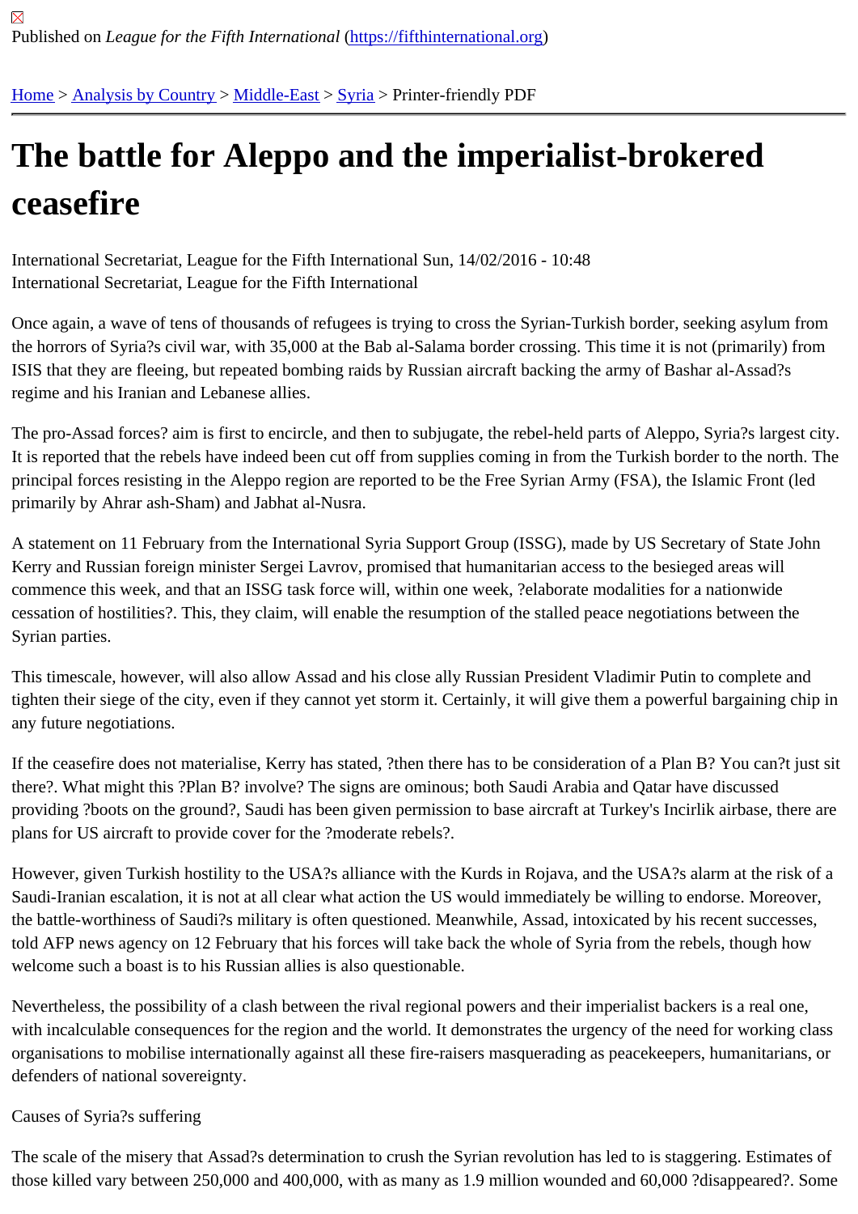Published on *League for the Fifth International* (https://fifthinternational.org)

Home > Analysis by Country > Middle-East > Syria > Printer-friendly PDF

# The battle for Aleppo and the imperialist-brokered ceasefire

International Secretariat, League for the Fifth International Sun, 14/02/2016 - 10:48
International Secretariat, League for the Fifth International

Once again, a wave of tens of thousands of refugees is trying to cross the Syrian-Turkish border, seeking asylum from the horrors of Syria?s civil war, with 35,000 at the Bab al-Salama border crossing. This time it is not (primarily) from ISIS that they are fleeing, but repeated bombing raids by Russian aircraft backing the army of Bashar al-Assad?s regime and his Iranian and Lebanese allies.

The pro-Assad forces? aim is first to encircle, and then to subjugate, the rebel-held parts of Aleppo, Syria?s largest city. It is reported that the rebels have indeed been cut off from supplies coming in from the Turkish border to the north. The principal forces resisting in the Aleppo region are reported to be the Free Syrian Army (FSA), the Islamic Front (led primarily by Ahrar ash-Sham) and Jabhat al-Nusra.

A statement on 11 February from the International Syria Support Group (ISSG), made by US Secretary of State John Kerry and Russian foreign minister Sergei Lavrov, promised that humanitarian access to the besieged areas will commence this week, and that an ISSG task force will, within one week, ?elaborate modalities for a nationwide cessation of hostilities?. This, they claim, will enable the resumption of the stalled peace negotiations between the Syrian parties.

This timescale, however, will also allow Assad and his close ally Russian President Vladimir Putin to complete and tighten their siege of the city, even if they cannot yet storm it. Certainly, it will give them a powerful bargaining chip in any future negotiations.

If the ceasefire does not materialise, Kerry has stated, ?then there has to be consideration of a Plan B? You can?t just sit there?. What might this ?Plan B? involve? The signs are ominous; both Saudi Arabia and Qatar have discussed providing ?boots on the ground?, Saudi has been given permission to base aircraft at Turkey's Incirlik airbase, there are plans for US aircraft to provide cover for the ?moderate rebels?.

However, given Turkish hostility to the USA?s alliance with the Kurds in Rojava, and the USA?s alarm at the risk of a Saudi-Iranian escalation, it is not at all clear what action the US would immediately be willing to endorse. Moreover, the battle-worthiness of Saudi?s military is often questioned. Meanwhile, Assad, intoxicated by his recent successes, told AFP news agency on 12 February that his forces will take back the whole of Syria from the rebels, though how welcome such a boast is to his Russian allies is also questionable.

Nevertheless, the possibility of a clash between the rival regional powers and their imperialist backers is a real one, with incalculable consequences for the region and the world. It demonstrates the urgency of the need for working class organisations to mobilise internationally against all these fire-raisers masquerading as peacekeepers, humanitarians, or defenders of national sovereignty.

Causes of Syria?s suffering

The scale of the misery that Assad?s determination to crush the Syrian revolution has led to is staggering. Estimates of those killed vary between 250,000 and 400,000, with as many as 1.9 million wounded and 60,000 ?disappeared?. Some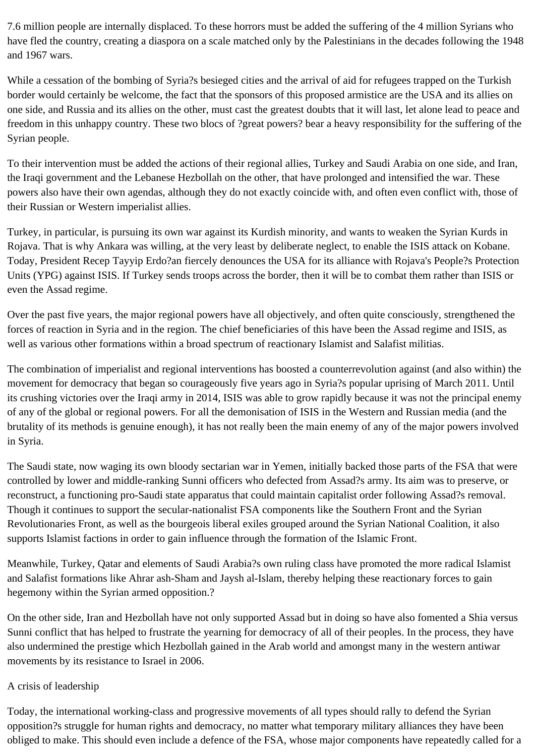7.6 million people are internally displaced. To these horrors must be added the suffering of the 4 million Syrians who have fled the country, creating a diaspora on a scale matched only by the Palestinians in the decades following the 1948 and 1967 wars.

While a cessation of the bombing of Syria?s besieged cities and the arrival of aid for refugees trapped on the Turkish border would certainly be welcome, the fact that the sponsors of this proposed armistice are the USA and its allies on one side, and Russia and its allies on the other, must cast the greatest doubts that it will last, let alone lead to peace and freedom in this unhappy country. These two blocs of ?great powers? bear a heavy responsibility for the suffering of the Syrian people.

To their intervention must be added the actions of their regional allies, Turkey and Saudi Arabia on one side, and Iran, the Iraqi government and the Lebanese Hezbollah on the other, that have prolonged and intensified the war. These powers also have their own agendas, although they do not exactly coincide with, and often even conflict with, those of their Russian or Western imperialist allies.

Turkey, in particular, is pursuing its own war against its Kurdish minority, and wants to weaken the Syrian Kurds in Rojava. That is why Ankara was willing, at the very least by deliberate neglect, to enable the ISIS attack on Kobane. Today, President Recep Tayyip Erdo?an fiercely denounces the USA for its alliance with Rojava's People?s Protection Units (YPG) against ISIS. If Turkey sends troops across the border, then it will be to combat them rather than ISIS or even the Assad regime.

Over the past five years, the major regional powers have all objectively, and often quite consciously, strengthened the forces of reaction in Syria and in the region. The chief beneficiaries of this have been the Assad regime and ISIS, as well as various other formations within a broad spectrum of reactionary Islamist and Salafist militias.

The combination of imperialist and regional interventions has boosted a counterrevolution against (and also within) the movement for democracy that began so courageously five years ago in Syria?s popular uprising of March 2011. Until its crushing victories over the Iraqi army in 2014, ISIS was able to grow rapidly because it was not the principal enemy of any of the global or regional powers. For all the demonisation of ISIS in the Western and Russian media (and the brutality of its methods is genuine enough), it has not really been the main enemy of any of the major powers involved in Syria.

The Saudi state, now waging its own bloody sectarian war in Yemen, initially backed those parts of the FSA that were controlled by lower and middle-ranking Sunni officers who defected from Assad?s army. Its aim was to preserve, or reconstruct, a functioning pro-Saudi state apparatus that could maintain capitalist order following Assad?s removal. Though it continues to support the secular-nationalist FSA components like the Southern Front and the Syrian Revolutionaries Front, as well as the bourgeois liberal exiles grouped around the Syrian National Coalition, it also supports Islamist factions in order to gain influence through the formation of the Islamic Front.

Meanwhile, Turkey, Qatar and elements of Saudi Arabia?s own ruling class have promoted the more radical Islamist and Salafist formations like Ahrar ash-Sham and Jaysh al-Islam, thereby helping these reactionary forces to gain hegemony within the Syrian armed opposition.?

On the other side, Iran and Hezbollah have not only supported Assad but in doing so have also fomented a Shia versus Sunni conflict that has helped to frustrate the yearning for democracy of all of their peoples. In the process, they have also undermined the prestige which Hezbollah gained in the Arab world and amongst many in the western antiwar movements by its resistance to Israel in 2006.

## A crisis of leadership

Today, the international working-class and progressive movements of all types should rally to defend the Syrian opposition?s struggle for human rights and democracy, no matter what temporary military alliances they have been obliged to make. This should even include a defence of the FSA, whose major components have repeatedly called for a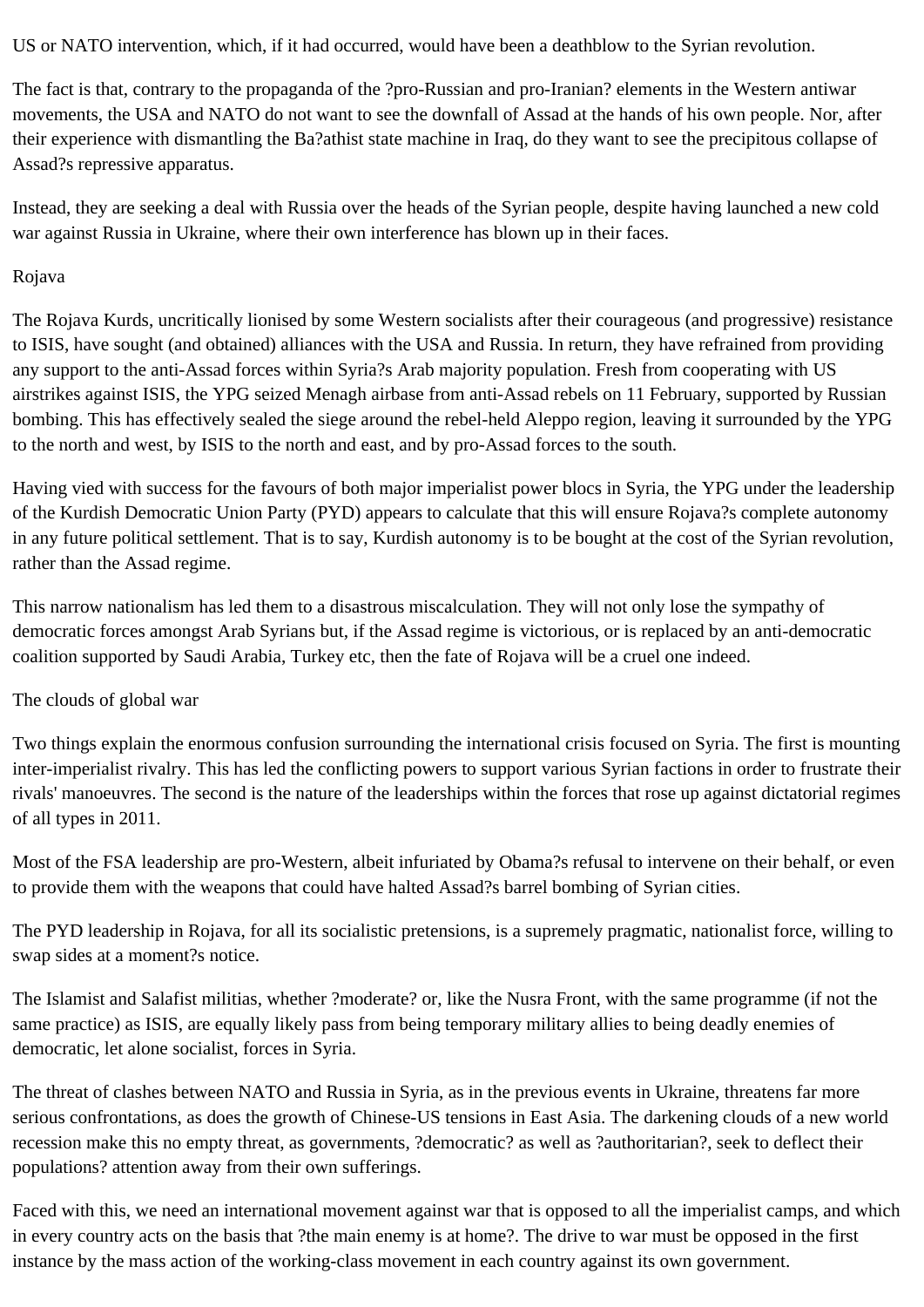US or NATO intervention, which, if it had occurred, would have been a deathblow to the Syrian revolution.

The fact is that, contrary to the propaganda of the ?pro-Russian and pro-Iranian? elements in the Western antiwar movements, the USA and NATO do not want to see the downfall of Assad at the hands of his own people. Nor, after their experience with dismantling the Ba?athist state machine in Iraq, do they want to see the precipitous collapse of Assad?s repressive apparatus.

Instead, they are seeking a deal with Russia over the heads of the Syrian people, despite having launched a new cold war against Russia in Ukraine, where their own interference has blown up in their faces.

## Rojava

The Rojava Kurds, uncritically lionised by some Western socialists after their courageous (and progressive) resistance to ISIS, have sought (and obtained) alliances with the USA and Russia. In return, they have refrained from providing any support to the anti-Assad forces within Syria?s Arab majority population. Fresh from cooperating with US airstrikes against ISIS, the YPG seized Menagh airbase from anti-Assad rebels on 11 February, supported by Russian bombing. This has effectively sealed the siege around the rebel-held Aleppo region, leaving it surrounded by the YPG to the north and west, by ISIS to the north and east, and by pro-Assad forces to the south.

Having vied with success for the favours of both major imperialist power blocs in Syria, the YPG under the leadership of the Kurdish Democratic Union Party (PYD) appears to calculate that this will ensure Rojava?s complete autonomy in any future political settlement. That is to say, Kurdish autonomy is to be bought at the cost of the Syrian revolution, rather than the Assad regime.

This narrow nationalism has led them to a disastrous miscalculation. They will not only lose the sympathy of democratic forces amongst Arab Syrians but, if the Assad regime is victorious, or is replaced by an anti-democratic coalition supported by Saudi Arabia, Turkey etc, then the fate of Rojava will be a cruel one indeed.

## The clouds of global war

Two things explain the enormous confusion surrounding the international crisis focused on Syria. The first is mounting inter-imperialist rivalry. This has led the conflicting powers to support various Syrian factions in order to frustrate their rivals' manoeuvres. The second is the nature of the leaderships within the forces that rose up against dictatorial regimes of all types in 2011.

Most of the FSA leadership are pro-Western, albeit infuriated by Obama?s refusal to intervene on their behalf, or even to provide them with the weapons that could have halted Assad?s barrel bombing of Syrian cities.

The PYD leadership in Rojava, for all its socialistic pretensions, is a supremely pragmatic, nationalist force, willing to swap sides at a moment?s notice.

The Islamist and Salafist militias, whether ?moderate? or, like the Nusra Front, with the same programme (if not the same practice) as ISIS, are equally likely pass from being temporary military allies to being deadly enemies of democratic, let alone socialist, forces in Syria.

The threat of clashes between NATO and Russia in Syria, as in the previous events in Ukraine, threatens far more serious confrontations, as does the growth of Chinese-US tensions in East Asia. The darkening clouds of a new world recession make this no empty threat, as governments, ?democratic? as well as ?authoritarian?, seek to deflect their populations? attention away from their own sufferings.

Faced with this, we need an international movement against war that is opposed to all the imperialist camps, and which in every country acts on the basis that ?the main enemy is at home?. The drive to war must be opposed in the first instance by the mass action of the working-class movement in each country against its own government.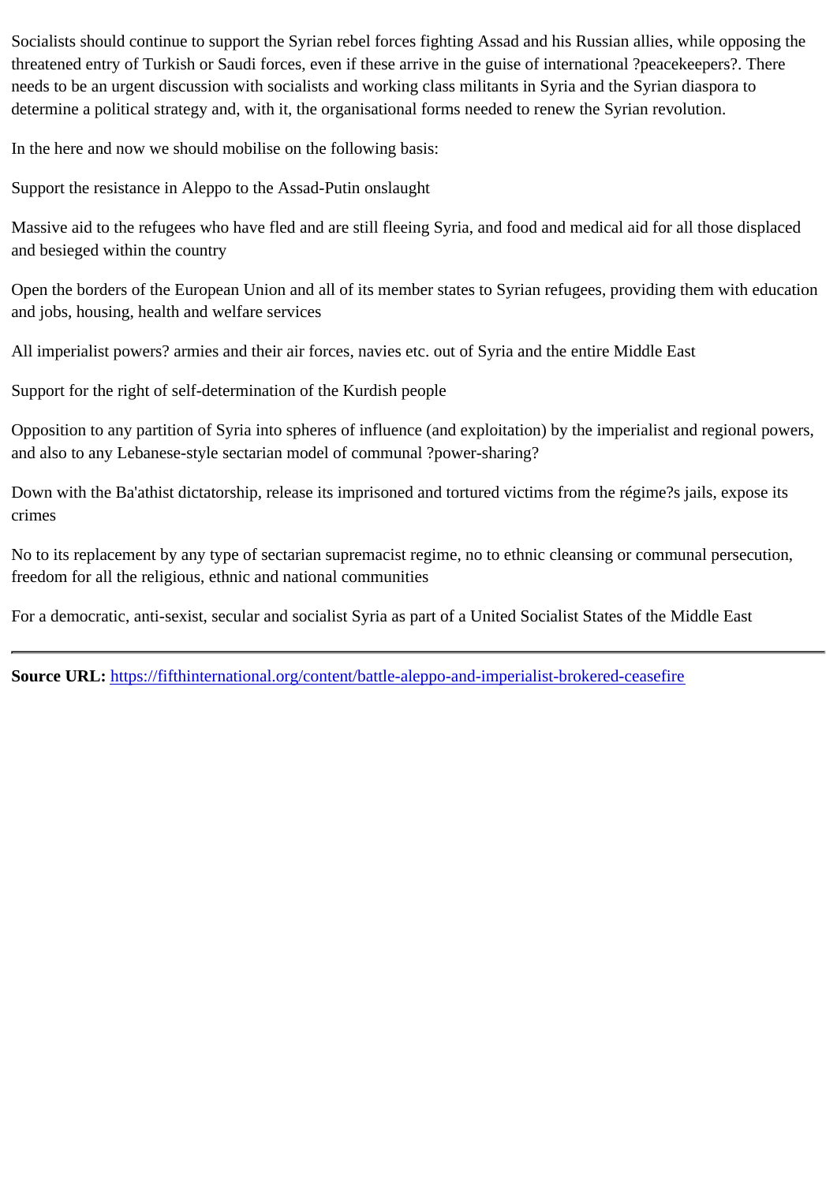Socialists should continue to support the Syrian rebel forces fighting Assad and his Russian allies, while opposing the threatened entry of Turkish or Saudi forces, even if these arrive in the guise of international ?peacekeepers?. There needs to be an urgent discussion with socialists and working class militants in Syria and the Syrian diaspora to determine a political strategy and, with it, the organisational forms needed to renew the Syrian revolution.

In the here and now we should mobilise on the following basis:

Support the resistance in Aleppo to the Assad-Putin onslaught

Massive aid to the refugees who have fled and are still fleeing Syria, and food and medical aid for all those displaced and besieged within the country

Open the borders of the European Union and all of its member states to Syrian refugees, providing them with education and jobs, housing, health and welfare services

All imperialist powers? armies and their air forces, navies etc. out of Syria and the entire Middle East

Support for the right of self-determination of the Kurdish people

Opposition to any partition of Syria into spheres of influence (and exploitation) by the imperialist and regional powers, and also to any Lebanese-style sectarian model of communal ?power-sharing?

Down with the Ba'athist dictatorship, release its imprisoned and tortured victims from the régime?s jails, expose its crimes

No to its replacement by any type of sectarian supremacist regime, no to ethnic cleansing or communal persecution, freedom for all the religious, ethnic and national communities

For a democratic, anti-sexist, secular and socialist Syria as part of a United Socialist States of the Middle East

---

**Source URL:** https://fifthinternational.org/content/battle-aleppo-and-imperialist-brokered-ceasefire